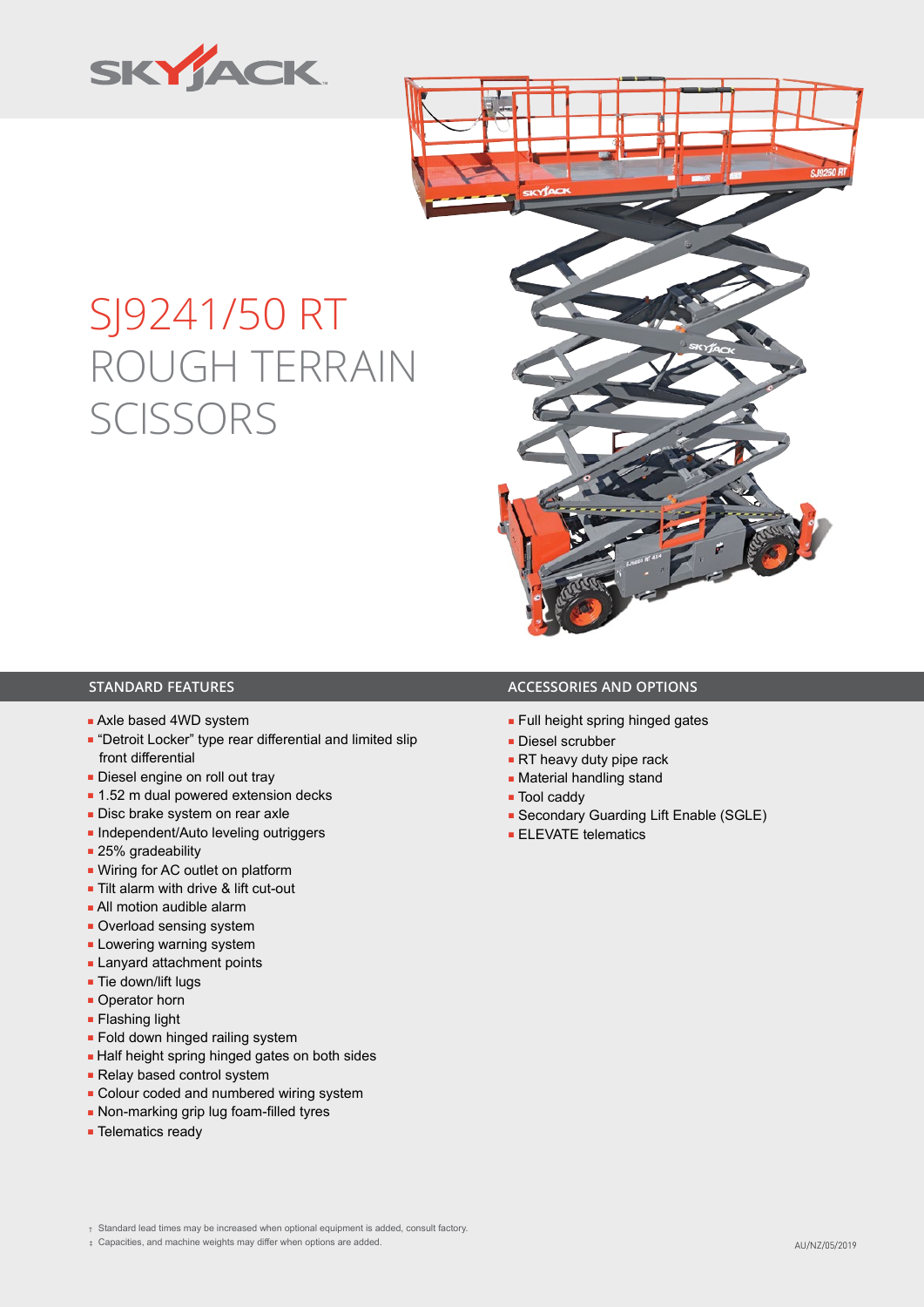# SJ9241/50 RT ROUGH TERRAIN SCISSORS

## STANDARD FEATURES

- Axle based 4WD system
- "Detroit Locker" type rear differential and limited slip front differential
- Diesel engine on roll out tray
- 1.52 m dual powered extension decks
- Disc brake system on rear axle
- Independent/Auto leveling outriggers
- 25% gradeability
- Wiring for AC outlet on platform
- Tilt alarm with drive & lift cut-out
- All motion audible alarm
- Overload sensing system
- Lowering warning system
- Lanyard attachment points
- Tie down/lift lugs
- Operator horn
- Flashing light
- Fold down hinged railing system
- Half height spring hinged gates on both sides
- Relay based control system
- Colour coded and numbered wiring system
- Non-marking grip lug foam-filled tyres
- Telematics ready

## ACCESSORIES AND OPTIONS

- Full height spring hinged gates
- Diesel scrubber
- RT heavy duty pipe rack
- Material handling stand
- Tool caddy
- Secondary Guarding Lift Enable (SGLE)
- ELEVATE telematics

† Standard lead times may be increased when optional equipment is added, consult factory.
‡ Capacities, and machine weights may differ when options are added.

AU/NZ/05/2019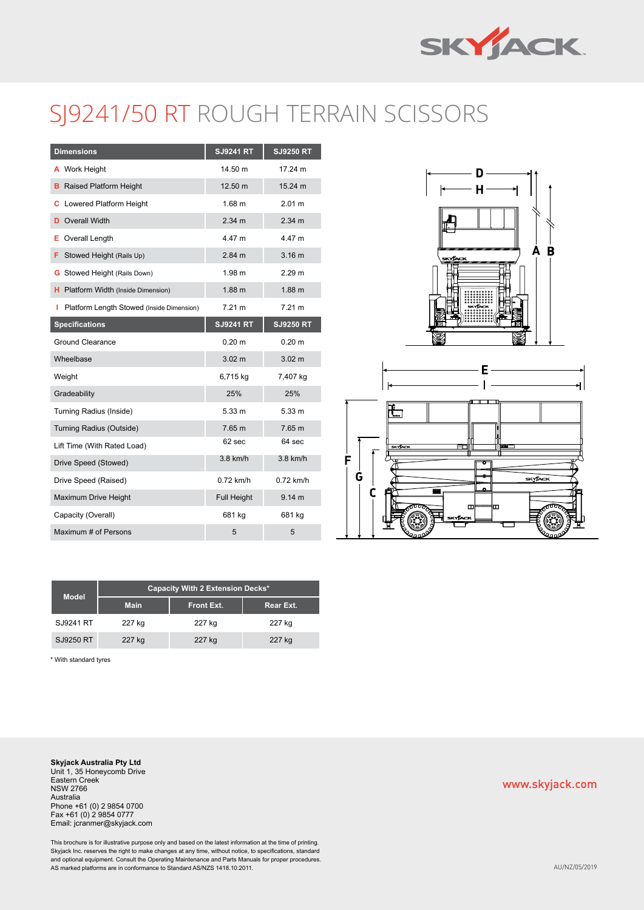# SJ9241/50 RT ROUGH TERRAIN SCISSORS

| Dimensions | SJ9241 RT | SJ9250 RT |
|---|---|---|
| A Work Height | 14.50 m | 17.24 m |
| B Raised Platform Height | 12.50 m | 15.24 m |
| C Lowered Platform Height | 1.68 m | 2.01 m |
| D Overall Width | 2.34 m | 2.34 m |
| E Overall Length | 4.47 m | 4.47 m |
| F Stowed Height (Rails Up) | 2.84 m | 3.16 m |
| G Stowed Height (Rails Down) | 1.98 m | 2.29 m |
| H Platform Width (Inside Dimension) | 1.88 m | 1.88 m |
| I Platform Length Stowed (Inside Dimension) | 7.21 m | 7.21 m |
| **Specifications** | **SJ9241 RT** | **SJ9250 RT** |
| Ground Clearance | 0.20 m | 0.20 m |
| Wheelbase | 3.02 m | 3.02 m |
| Weight | 6,715 kg | 7,407 kg |
| Gradeability | 25% | 25% |
| Turning Radius (Inside) | 5.33 m | 5.33 m |
| Turning Radius (Outside) | 7.65 m | 7.65 m |
| Lift Time (With Rated Load) | 62 sec | 64 sec |
| Drive Speed (Stowed) | 3.8 km/h | 3.8 km/h |
| Drive Speed (Raised) | 0.72 km/h | 0.72 km/h |
| Maximum Drive Height | Full Height | 9.14 m |
| Capacity (Overall) | 681 kg | 681 kg |
| Maximum # of Persons | 5 | 5 |

| Model | Capacity With 2 Extension Decks* | | |
|---|---|---|---|
| | Main | Front Ext. | Rear Ext. |
| SJ9241 RT | 227 kg | 227 kg | 227 kg |
| SJ9250 RT | 227 kg | 227 kg | 227 kg |

\* With standard tyres

**Skyjack Australia Pty Ltd**
Unit 1, 35 Honeycomb Drive
Eastern Creek
NSW 2766
Australia
Phone +61 (0) 2 9854 0700
Fax +61 (0) 2 9854 0777
Email: jcranmer@skyjack.com

www.skyjack.com

This brochure is for illustrative purpose only and based on the latest information at the time of printing. Skyjack Inc. reserves the right to make changes at any time, without notice, to specifications, standard and optional equipment. Consult the Operating Maintenance and Parts Manuals for proper procedures. AS marked platforms are in conformance to Standard AS/NZS 1418.10:2011.

AU/NZ/05/2019